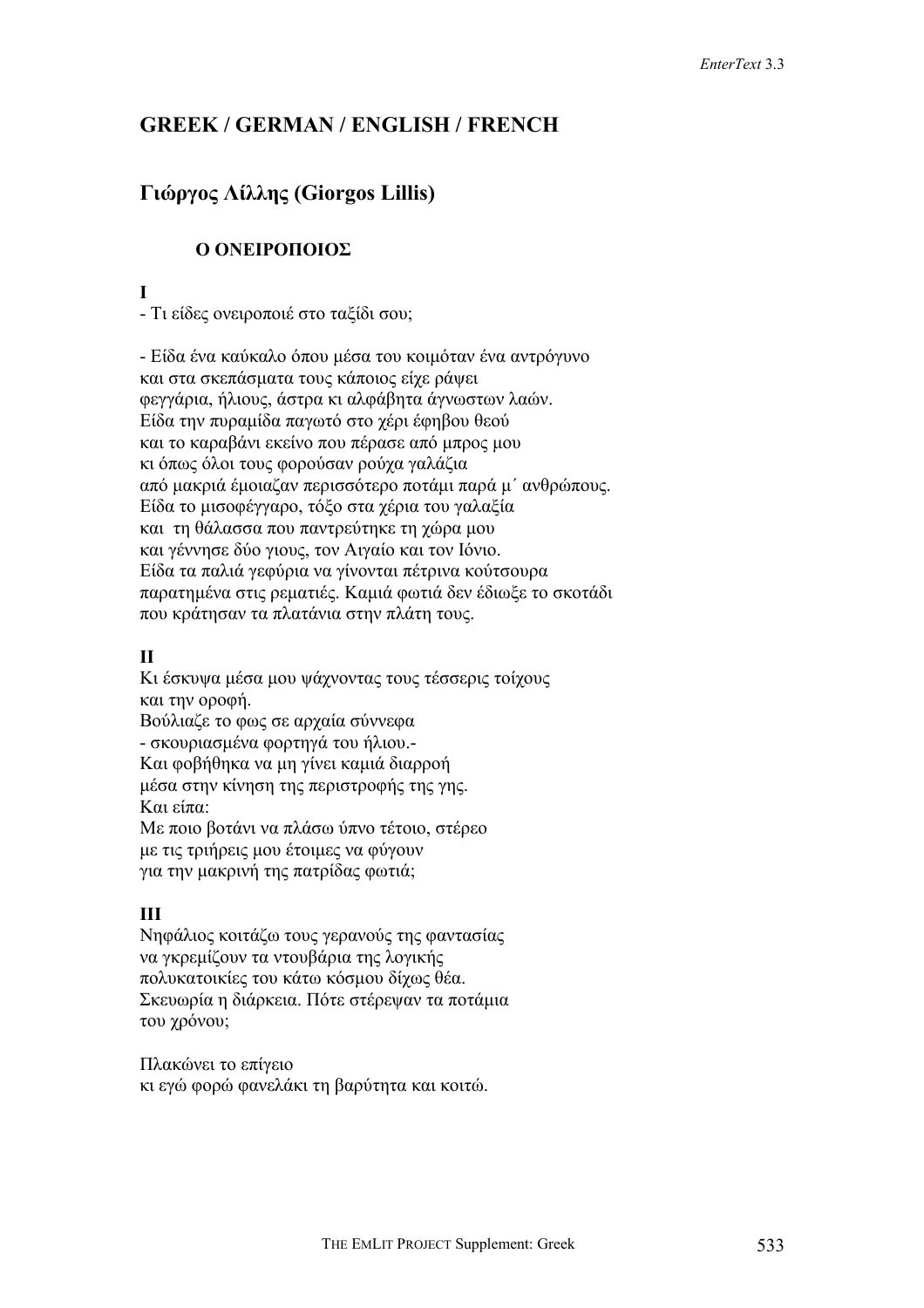## GREEK / GERMAN / ENGLISH / FRENCH

### Γιώργος Λίλλης (Giorgos Lillis)

**Ο ΟΝΕΙΡΟΠΟΙΟΣ**

**I**

- Τι είδες ονειροποιέ στο ταξίδι σου;

- Είδα ένα καύκαλο όπου μέσα του κοιμόταν ένα αντρόγυνο  
και στα σκεπάσματα τους κάποιος είχε ράψει  
φεγγάρια, ήλιους, άστρα κι αλφάβητα άγνωστων λαών.  
Είδα την πυραμίδα παγωτό στο χέρι έφηβου θεού  
και το καραβάνι εκείνο που πέρασε από μπρος μου  
κι όπως όλοι τους φορούσαν ρούχα γαλάζια  
από μακριά έμοιαζαν περισσότερο ποτάμι παρά μ΄ ανθρώπους.  
Είδα το μισοφέγγαρο, τόξο στα χέρια του γαλαξία  
και τη θάλασσα που παντρεύτηκε τη χώρα μου  
και γέννησε δύο γιους, τον Αιγαίο και τον Ιόνιο.  
Είδα τα παλιά γεφύρια να γίνονται πέτρινα κούτσουρα  
παρατημένα στις ρεματιές. Καμιά φωτιά δεν έδιωξε το σκοτάδι  
που κράτησαν τα πλατάνια στην πλάτη τους.

**II**

Κι έσκυψα μέσα μου ψάχνοντας τους τέσσερις τοίχους  
και την οροφή.  
Βούλιαζε το φως σε αρχαία σύννεφα  
- σκουριασμένα φορτηγά του ήλιου.-  
Και φοβήθηκα να μη γίνει καμιά διαρροή  
μέσα στην κίνηση της περιστροφής της γης.  
Και είπα:  
Με ποιο βοτάνι να πλάσω ύπνο τέτοιο, στέρεο  
με τις τριήρεις μου έτοιμες να φύγουν  
για την μακρινή της πατρίδας φωτιά;

**III**

Νηφάλιος κοιτάζω τους γερανούς της φαντασίας  
να γκρεμίζουν τα ντουβάρια της λογικής  
πολυκατοικίες του κάτω κόσμου δίχως θέα.  
Σκευωρία η διάρκεια. Πότε στέρεψαν τα ποτάμια  
του χρόνου;

Πλακώνει το επίγειο  
κι εγώ φορώ φανελάκι τη βαρύτητα και κοιτώ.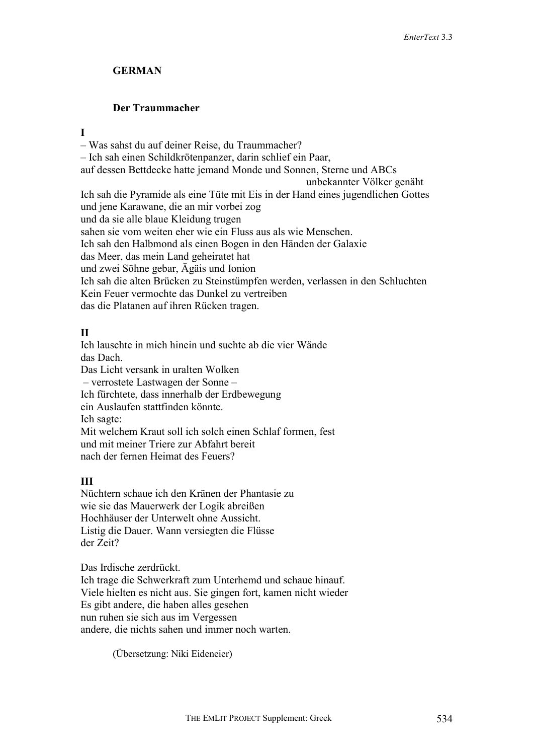## GERMAN

### Der Traummacher

**I**

– Was sahst du auf deiner Reise, du Traummacher?  
– Ich sah einen Schildkrötenpanzer, darin schlief ein Paar,  
auf dessen Bettdecke hatte jemand Monde und Sonnen, Sterne und ABCs  
unbekannter Völker genäht  
Ich sah die Pyramide als eine Tüte mit Eis in der Hand eines jugendlichen Gottes  
und jene Karawane, die an mir vorbei zog  
und da sie alle blaue Kleidung trugen  
sahen sie vom weiten eher wie ein Fluss aus als wie Menschen.  
Ich sah den Halbmond als einen Bogen in den Händen der Galaxie  
das Meer, das mein Land geheiratet hat  
und zwei Söhne gebar, Ägäis und Ionion  
Ich sah die alten Brücken zu Steinstümpfen werden, verlassen in den Schluchten  
Kein Feuer vermochte das Dunkel zu vertreiben  
das die Platanen auf ihren Rücken tragen.

**II**

Ich lauschte in mich hinein und suchte ab die vier Wände  
das Dach.  
Das Licht versank in uralten Wolken  
– verrostete Lastwagen der Sonne –  
Ich fürchtete, dass innerhalb der Erdbewegung  
ein Auslaufen stattfinden könnte.  
Ich sagte:  
Mit welchem Kraut soll ich solch einen Schlaf formen, fest  
und mit meiner Triere zur Abfahrt bereit  
nach der fernen Heimat des Feuers?

**III**

Nüchtern schaue ich den Kränen der Phantasie zu  
wie sie das Mauerwerk der Logik abreißen  
Hochhäuser der Unterwelt ohne Aussicht.  
Listig die Dauer. Wann versiegten die Flüsse  
der Zeit?

Das Irdische zerdrückt.  
Ich trage die Schwerkraft zum Unterhemd und schaue hinauf.  
Viele hielten es nicht aus. Sie gingen fort, kamen nicht wieder  
Es gibt andere, die haben alles gesehen  
nun ruhen sie sich aus im Vergessen  
andere, die nichts sahen und immer noch warten.

(Übersetzung: Niki Eideneier)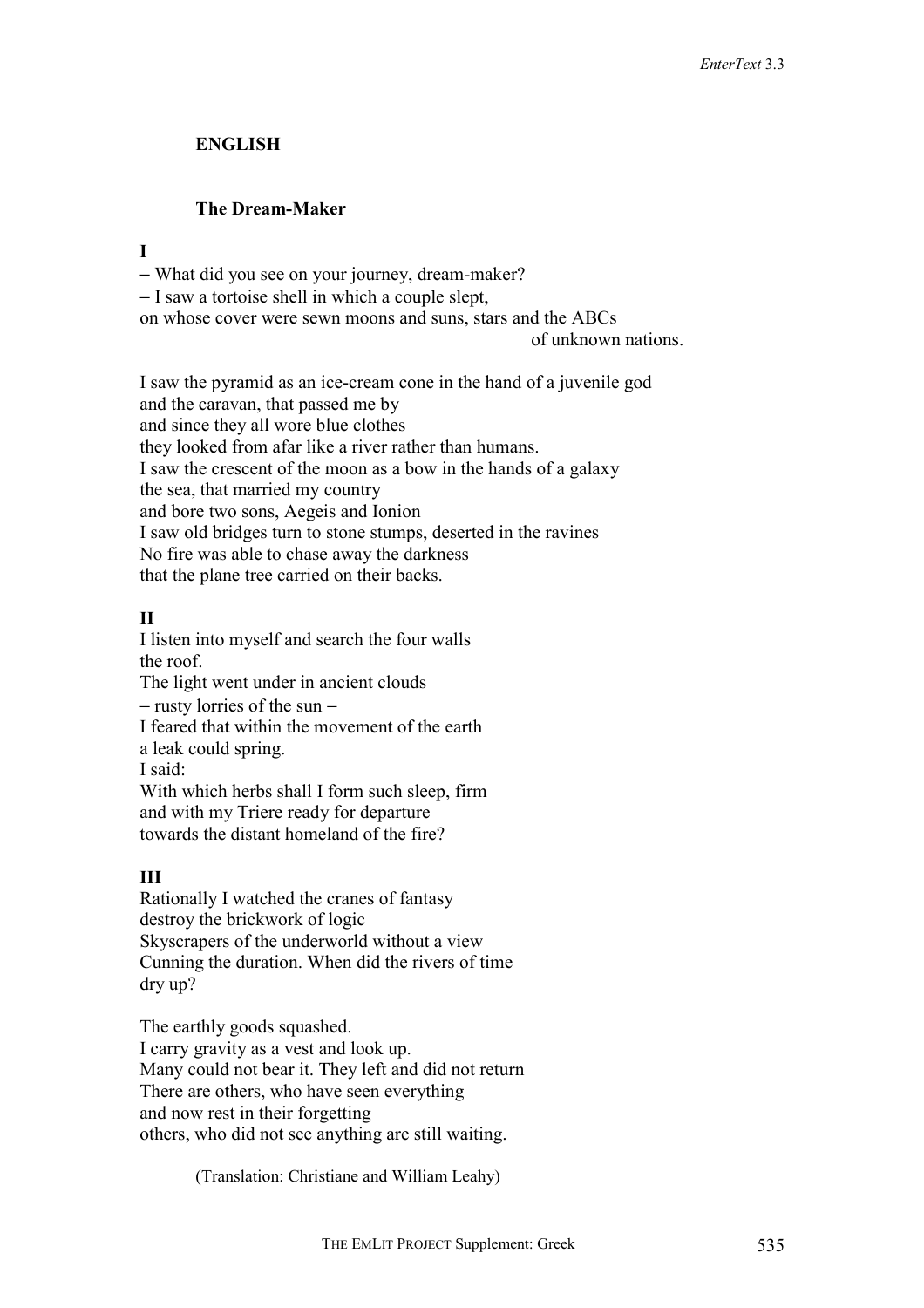## ENGLISH

### The Dream-Maker

**I**

– What did you see on your journey, dream-maker?
– I saw a tortoise shell in which a couple slept,
on whose cover were sewn moons and suns, stars and the ABCs
of unknown nations.

I saw the pyramid as an ice-cream cone in the hand of a juvenile god
and the caravan, that passed me by
and since they all wore blue clothes
they looked from afar like a river rather than humans.
I saw the crescent of the moon as a bow in the hands of a galaxy
the sea, that married my country
and bore two sons, Aegeis and Ionion
I saw old bridges turn to stone stumps, deserted in the ravines
No fire was able to chase away the darkness
that the plane tree carried on their backs.

**II**

I listen into myself and search the four walls
the roof.
The light went under in ancient clouds
– rusty lorries of the sun –
I feared that within the movement of the earth
a leak could spring.
I said:
With which herbs shall I form such sleep, firm
and with my Triere ready for departure
towards the distant homeland of the fire?

**III**

Rationally I watched the cranes of fantasy
destroy the brickwork of logic
Skyscrapers of the underworld without a view
Cunning the duration. When did the rivers of time
dry up?

The earthly goods squashed.
I carry gravity as a vest and look up.
Many could not bear it. They left and did not return
There are others, who have seen everything
and now rest in their forgetting
others, who did not see anything are still waiting.

(Translation: Christiane and William Leahy)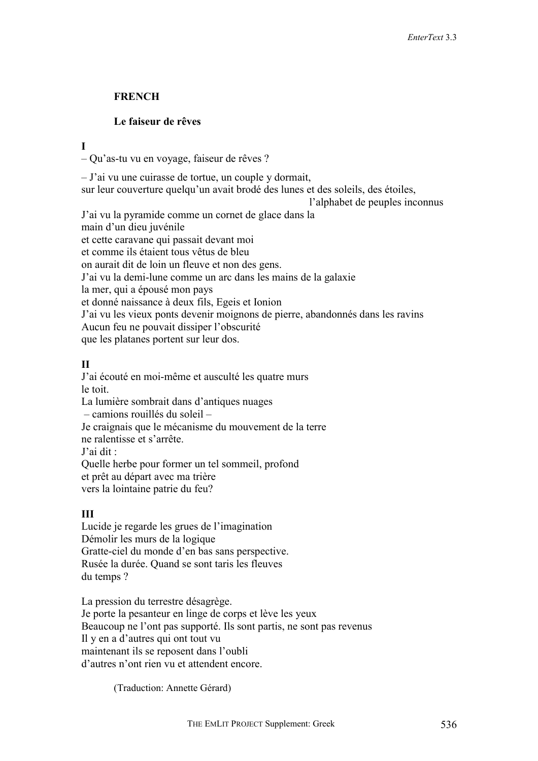## FRENCH

### Le faiseur de rêves

**I**

– Qu'as-tu vu en voyage, faiseur de rêves ?

– J'ai vu une cuirasse de tortue, un couple y dormait,
sur leur couverture quelqu'un avait brodé des lunes et des soleils, des étoiles,
l'alphabet de peuples inconnus
J'ai vu la pyramide comme un cornet de glace dans la
main d'un dieu juvénile
et cette caravane qui passait devant moi
et comme ils étaient tous vêtus de bleu
on aurait dit de loin un fleuve et non des gens.
J'ai vu la demi-lune comme un arc dans les mains de la galaxie
la mer, qui a épousé mon pays
et donné naissance à deux fils, Egeis et Ionion
J'ai vu les vieux ponts devenir moignons de pierre, abandonnés dans les ravins
Aucun feu ne pouvait dissiper l'obscurité
que les platanes portent sur leur dos.

**II**

J'ai écouté en moi-même et ausculté les quatre murs
le toit.
La lumière sombrait dans d'antiques nuages
– camions rouillés du soleil –
Je craignais que le mécanisme du mouvement de la terre
ne ralentisse et s'arrête.
J'ai dit :
Quelle herbe pour former un tel sommeil, profond
et prêt au départ avec ma trière
vers la lointaine patrie du feu?

**III**

Lucide je regarde les grues de l'imagination
Démolir les murs de la logique
Gratte-ciel du monde d'en bas sans perspective.
Rusée la durée. Quand se sont taris les fleuves
du temps ?

La pression du terrestre désagrège.
Je porte la pesanteur en linge de corps et lève les yeux
Beaucoup ne l'ont pas supporté. Ils sont partis, ne sont pas revenus
Il y en a d'autres qui ont tout vu
maintenant ils se reposent dans l'oubli
d'autres n'ont rien vu et attendent encore.

(Traduction: Annette Gérard)